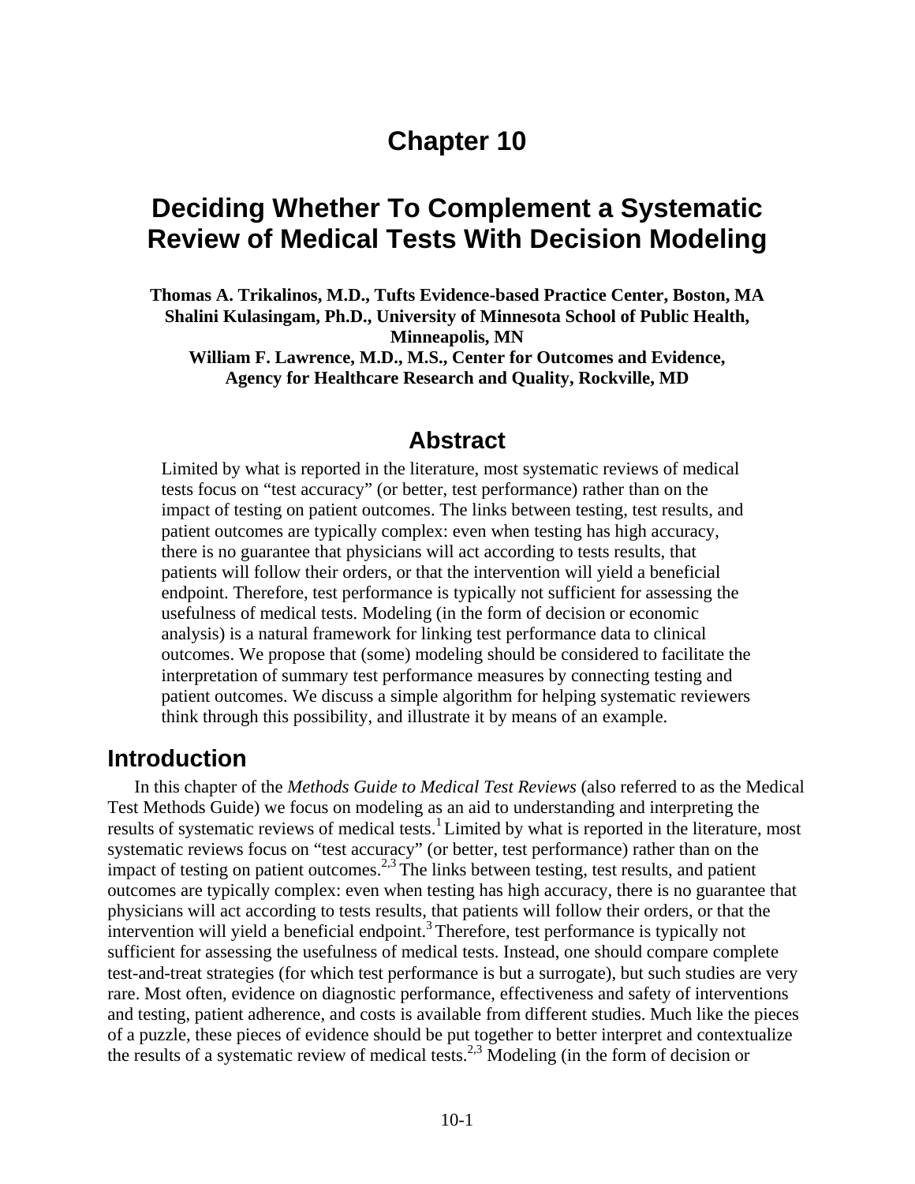# Chapter 10

# Deciding Whether To Complement a Systematic Review of Medical Tests With Decision Modeling

**Thomas A. Trikalinos, M.D., Tufts Evidence-based Practice Center, Boston, MA**
**Shalini Kulasingam, Ph.D., University of Minnesota School of Public Health, Minneapolis, MN**
**William F. Lawrence, M.D., M.S., Center for Outcomes and Evidence, Agency for Healthcare Research and Quality, Rockville, MD**

## Abstract

Limited by what is reported in the literature, most systematic reviews of medical tests focus on "test accuracy" (or better, test performance) rather than on the impact of testing on patient outcomes. The links between testing, test results, and patient outcomes are typically complex: even when testing has high accuracy, there is no guarantee that physicians will act according to tests results, that patients will follow their orders, or that the intervention will yield a beneficial endpoint. Therefore, test performance is typically not sufficient for assessing the usefulness of medical tests. Modeling (in the form of decision or economic analysis) is a natural framework for linking test performance data to clinical outcomes. We propose that (some) modeling should be considered to facilitate the interpretation of summary test performance measures by connecting testing and patient outcomes. We discuss a simple algorithm for helping systematic reviewers think through this possibility, and illustrate it by means of an example.

## Introduction

In this chapter of the *Methods Guide to Medical Test Reviews* (also referred to as the Medical Test Methods Guide) we focus on modeling as an aid to understanding and interpreting the results of systematic reviews of medical tests.[1] Limited by what is reported in the literature, most systematic reviews focus on "test accuracy" (or better, test performance) rather than on the impact of testing on patient outcomes.[2,3] The links between testing, test results, and patient outcomes are typically complex: even when testing has high accuracy, there is no guarantee that physicians will act according to tests results, that patients will follow their orders, or that the intervention will yield a beneficial endpoint.[3] Therefore, test performance is typically not sufficient for assessing the usefulness of medical tests. Instead, one should compare complete test-and-treat strategies (for which test performance is but a surrogate), but such studies are very rare. Most often, evidence on diagnostic performance, effectiveness and safety of interventions and testing, patient adherence, and costs is available from different studies. Much like the pieces of a puzzle, these pieces of evidence should be put together to better interpret and contextualize the results of a systematic review of medical tests.[2,3] Modeling (in the form of decision or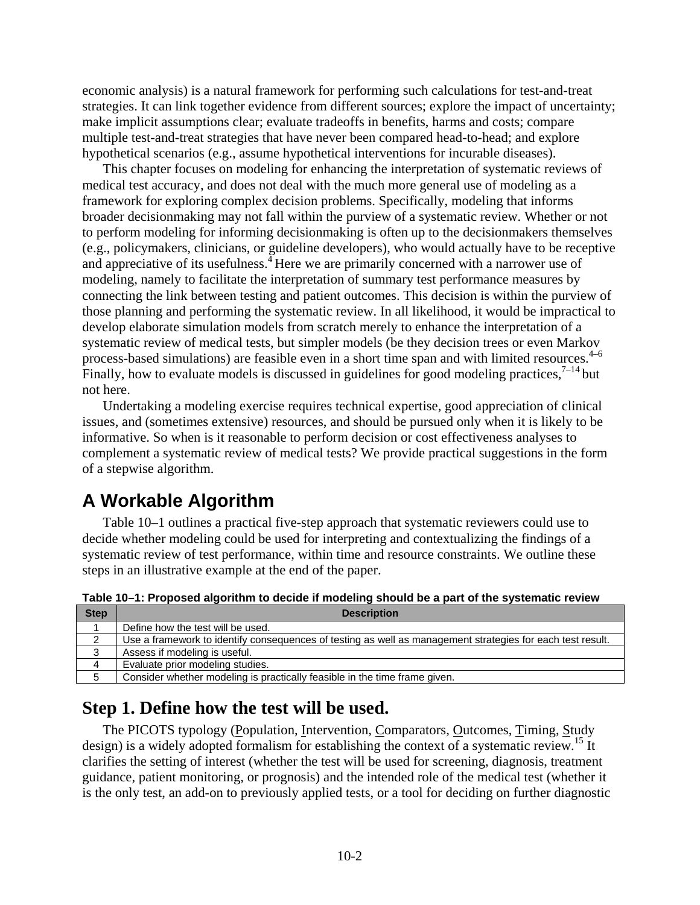economic analysis) is a natural framework for performing such calculations for test-and-treat strategies. It can link together evidence from different sources; explore the impact of uncertainty; make implicit assumptions clear; evaluate tradeoffs in benefits, harms and costs; compare multiple test-and-treat strategies that have never been compared head-to-head; and explore hypothetical scenarios (e.g., assume hypothetical interventions for incurable diseases).

This chapter focuses on modeling for enhancing the interpretation of systematic reviews of medical test accuracy, and does not deal with the much more general use of modeling as a framework for exploring complex decision problems. Specifically, modeling that informs broader decisionmaking may not fall within the purview of a systematic review. Whether or not to perform modeling for informing decisionmaking is often up to the decisionmakers themselves (e.g., policymakers, clinicians, or guideline developers), who would actually have to be receptive and appreciative of its usefulness.[4] Here we are primarily concerned with a narrower use of modeling, namely to facilitate the interpretation of summary test performance measures by connecting the link between testing and patient outcomes. This decision is within the purview of those planning and performing the systematic review. In all likelihood, it would be impractical to develop elaborate simulation models from scratch merely to enhance the interpretation of a systematic review of medical tests, but simpler models (be they decision trees or even Markov process-based simulations) are feasible even in a short time span and with limited resources.[4–6] Finally, how to evaluate models is discussed in guidelines for good modeling practices,[7–14] but not here.

Undertaking a modeling exercise requires technical expertise, good appreciation of clinical issues, and (sometimes extensive) resources, and should be pursued only when it is likely to be informative. So when is it reasonable to perform decision or cost effectiveness analyses to complement a systematic review of medical tests? We provide practical suggestions in the form of a stepwise algorithm.

## A Workable Algorithm

Table 10–1 outlines a practical five-step approach that systematic reviewers could use to decide whether modeling could be used for interpreting and contextualizing the findings of a systematic review of test performance, within time and resource constraints. We outline these steps in an illustrative example at the end of the paper.

**Table 10–1: Proposed algorithm to decide if modeling should be a part of the systematic review**

| Step | Description |
|---|---|
| 1 | Define how the test will be used. |
| 2 | Use a framework to identify consequences of testing as well as management strategies for each test result. |
| 3 | Assess if modeling is useful. |
| 4 | Evaluate prior modeling studies. |
| 5 | Consider whether modeling is practically feasible in the time frame given. |

## Step 1. Define how the test will be used.

The PICOTS typology (Population, Intervention, Comparators, Outcomes, Timing, Study design) is a widely adopted formalism for establishing the context of a systematic review.[15] It clarifies the setting of interest (whether the test will be used for screening, diagnosis, treatment guidance, patient monitoring, or prognosis) and the intended role of the medical test (whether it is the only test, an add-on to previously applied tests, or a tool for deciding on further diagnostic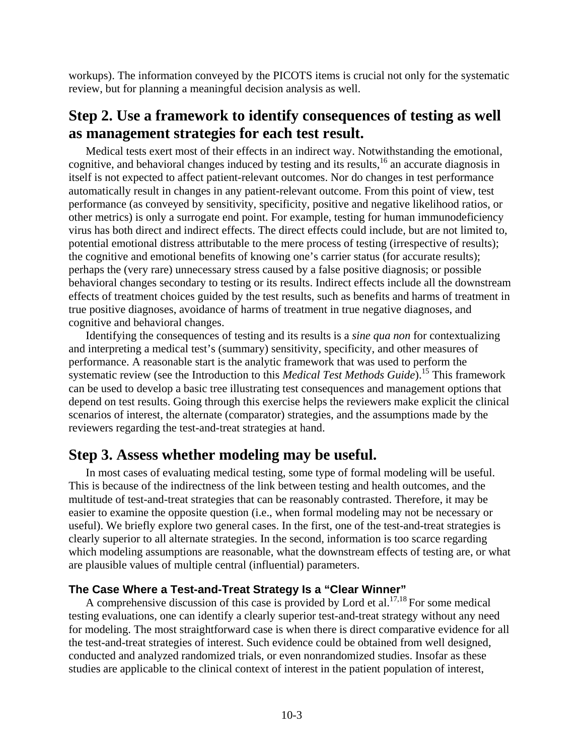workups). The information conveyed by the PICOTS items is crucial not only for the systematic review, but for planning a meaningful decision analysis as well.

## Step 2. Use a framework to identify consequences of testing as well as management strategies for each test result.

Medical tests exert most of their effects in an indirect way. Notwithstanding the emotional, cognitive, and behavioral changes induced by testing and its results,[16] an accurate diagnosis in itself is not expected to affect patient-relevant outcomes. Nor do changes in test performance automatically result in changes in any patient-relevant outcome. From this point of view, test performance (as conveyed by sensitivity, specificity, positive and negative likelihood ratios, or other metrics) is only a surrogate end point. For example, testing for human immunodeficiency virus has both direct and indirect effects. The direct effects could include, but are not limited to, potential emotional distress attributable to the mere process of testing (irrespective of results); the cognitive and emotional benefits of knowing one's carrier status (for accurate results); perhaps the (very rare) unnecessary stress caused by a false positive diagnosis; or possible behavioral changes secondary to testing or its results. Indirect effects include all the downstream effects of treatment choices guided by the test results, such as benefits and harms of treatment in true positive diagnoses, avoidance of harms of treatment in true negative diagnoses, and cognitive and behavioral changes.

Identifying the consequences of testing and its results is a *sine qua non* for contextualizing and interpreting a medical test's (summary) sensitivity, specificity, and other measures of performance. A reasonable start is the analytic framework that was used to perform the systematic review (see the Introduction to this *Medical Test Methods Guide*).[15] This framework can be used to develop a basic tree illustrating test consequences and management options that depend on test results. Going through this exercise helps the reviewers make explicit the clinical scenarios of interest, the alternate (comparator) strategies, and the assumptions made by the reviewers regarding the test-and-treat strategies at hand.

## Step 3. Assess whether modeling may be useful.

In most cases of evaluating medical testing, some type of formal modeling will be useful. This is because of the indirectness of the link between testing and health outcomes, and the multitude of test-and-treat strategies that can be reasonably contrasted. Therefore, it may be easier to examine the opposite question (i.e., when formal modeling may not be necessary or useful). We briefly explore two general cases. In the first, one of the test-and-treat strategies is clearly superior to all alternate strategies. In the second, information is too scarce regarding which modeling assumptions are reasonable, what the downstream effects of testing are, or what are plausible values of multiple central (influential) parameters.

### The Case Where a Test-and-Treat Strategy Is a "Clear Winner"

A comprehensive discussion of this case is provided by Lord et al.[17,18] For some medical testing evaluations, one can identify a clearly superior test-and-treat strategy without any need for modeling. The most straightforward case is when there is direct comparative evidence for all the test-and-treat strategies of interest. Such evidence could be obtained from well designed, conducted and analyzed randomized trials, or even nonrandomized studies. Insofar as these studies are applicable to the clinical context of interest in the patient population of interest,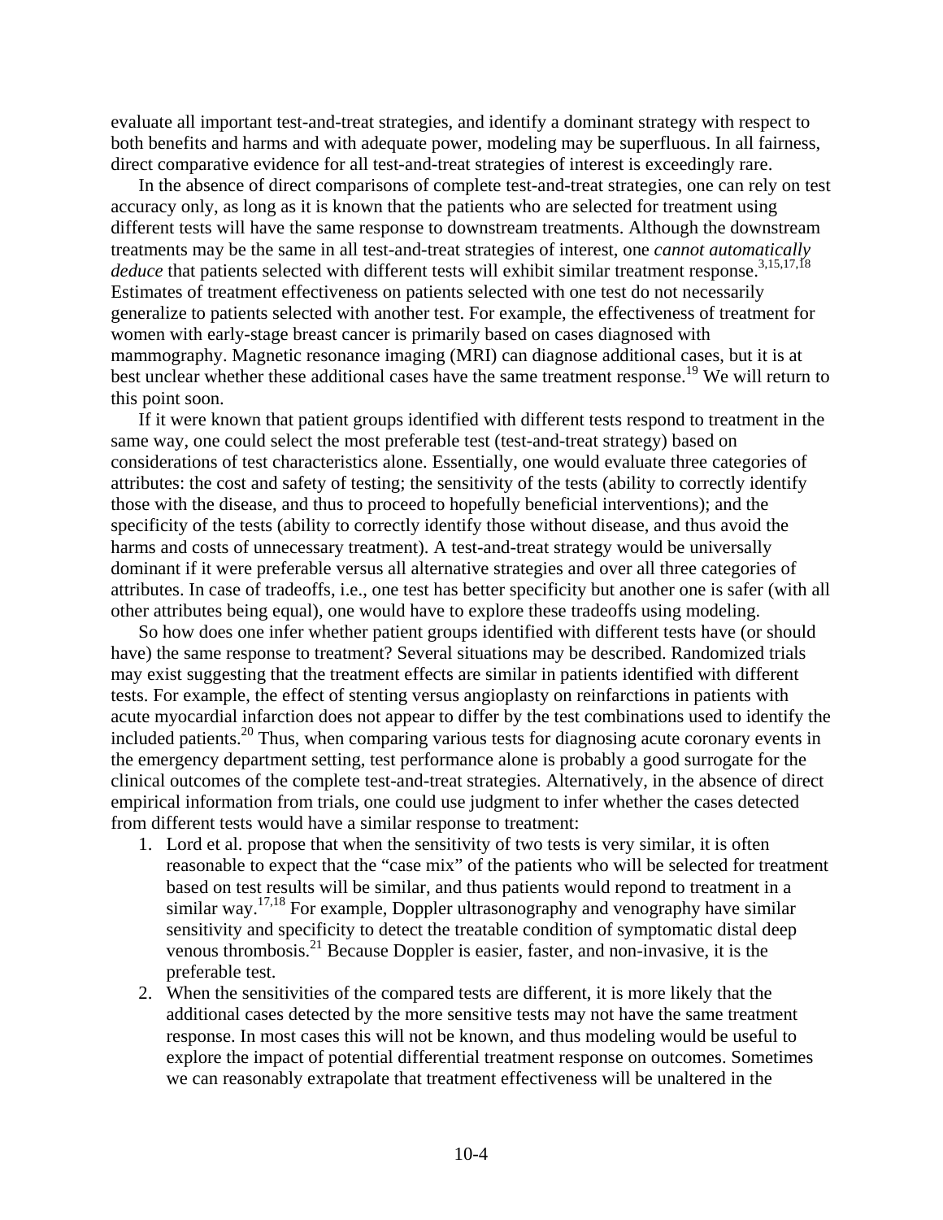evaluate all important test-and-treat strategies, and identify a dominant strategy with respect to both benefits and harms and with adequate power, modeling may be superfluous. In all fairness, direct comparative evidence for all test-and-treat strategies of interest is exceedingly rare.

In the absence of direct comparisons of complete test-and-treat strategies, one can rely on test accuracy only, as long as it is known that the patients who are selected for treatment using different tests will have the same response to downstream treatments. Although the downstream treatments may be the same in all test-and-treat strategies of interest, one *cannot automatically deduce* that patients selected with different tests will exhibit similar treatment response.[3,15,17,18] Estimates of treatment effectiveness on patients selected with one test do not necessarily generalize to patients selected with another test. For example, the effectiveness of treatment for women with early-stage breast cancer is primarily based on cases diagnosed with mammography. Magnetic resonance imaging (MRI) can diagnose additional cases, but it is at best unclear whether these additional cases have the same treatment response.[19] We will return to this point soon.

If it were known that patient groups identified with different tests respond to treatment in the same way, one could select the most preferable test (test-and-treat strategy) based on considerations of test characteristics alone. Essentially, one would evaluate three categories of attributes: the cost and safety of testing; the sensitivity of the tests (ability to correctly identify those with the disease, and thus to proceed to hopefully beneficial interventions); and the specificity of the tests (ability to correctly identify those without disease, and thus avoid the harms and costs of unnecessary treatment). A test-and-treat strategy would be universally dominant if it were preferable versus all alternative strategies and over all three categories of attributes. In case of tradeoffs, i.e., one test has better specificity but another one is safer (with all other attributes being equal), one would have to explore these tradeoffs using modeling.

So how does one infer whether patient groups identified with different tests have (or should have) the same response to treatment? Several situations may be described. Randomized trials may exist suggesting that the treatment effects are similar in patients identified with different tests. For example, the effect of stenting versus angioplasty on reinfarctions in patients with acute myocardial infarction does not appear to differ by the test combinations used to identify the included patients.[20] Thus, when comparing various tests for diagnosing acute coronary events in the emergency department setting, test performance alone is probably a good surrogate for the clinical outcomes of the complete test-and-treat strategies. Alternatively, in the absence of direct empirical information from trials, one could use judgment to infer whether the cases detected from different tests would have a similar response to treatment:

1. Lord et al. propose that when the sensitivity of two tests is very similar, it is often reasonable to expect that the "case mix" of the patients who will be selected for treatment based on test results will be similar, and thus patients would repond to treatment in a similar way.[17,18] For example, Doppler ultrasonography and venography have similar sensitivity and specificity to detect the treatable condition of symptomatic distal deep venous thrombosis.[21] Because Doppler is easier, faster, and non-invasive, it is the preferable test.
2. When the sensitivities of the compared tests are different, it is more likely that the additional cases detected by the more sensitive tests may not have the same treatment response. In most cases this will not be known, and thus modeling would be useful to explore the impact of potential differential treatment response on outcomes. Sometimes we can reasonably extrapolate that treatment effectiveness will be unaltered in the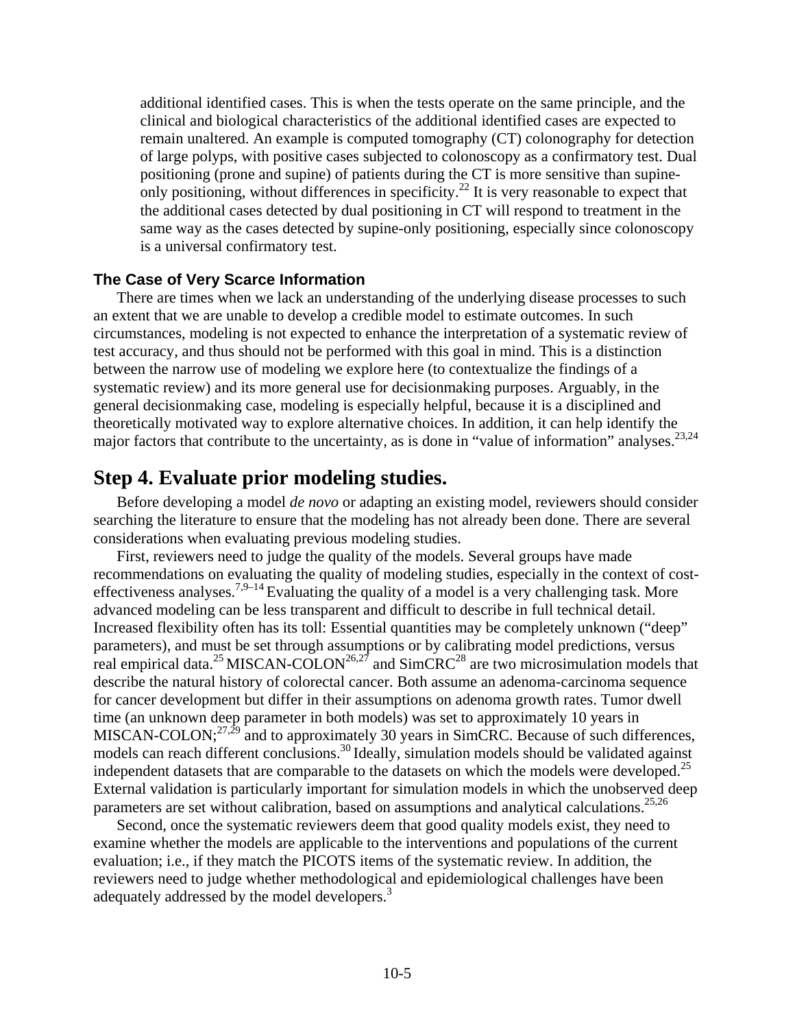additional identified cases. This is when the tests operate on the same principle, and the clinical and biological characteristics of the additional identified cases are expected to remain unaltered. An example is computed tomography (CT) colonography for detection of large polyps, with positive cases subjected to colonoscopy as a confirmatory test. Dual positioning (prone and supine) of patients during the CT is more sensitive than supine-only positioning, without differences in specificity.[22] It is very reasonable to expect that the additional cases detected by dual positioning in CT will respond to treatment in the same way as the cases detected by supine-only positioning, especially since colonoscopy is a universal confirmatory test.

### The Case of Very Scarce Information

There are times when we lack an understanding of the underlying disease processes to such an extent that we are unable to develop a credible model to estimate outcomes. In such circumstances, modeling is not expected to enhance the interpretation of a systematic review of test accuracy, and thus should not be performed with this goal in mind. This is a distinction between the narrow use of modeling we explore here (to contextualize the findings of a systematic review) and its more general use for decisionmaking purposes. Arguably, in the general decisionmaking case, modeling is especially helpful, because it is a disciplined and theoretically motivated way to explore alternative choices. In addition, it can help identify the major factors that contribute to the uncertainty, as is done in "value of information" analyses.[23,24]

## Step 4. Evaluate prior modeling studies.

Before developing a model *de novo* or adapting an existing model, reviewers should consider searching the literature to ensure that the modeling has not already been done. There are several considerations when evaluating previous modeling studies.

First, reviewers need to judge the quality of the models. Several groups have made recommendations on evaluating the quality of modeling studies, especially in the context of cost-effectiveness analyses.[7,9–14] Evaluating the quality of a model is a very challenging task. More advanced modeling can be less transparent and difficult to describe in full technical detail. Increased flexibility often has its toll: Essential quantities may be completely unknown ("deep" parameters), and must be set through assumptions or by calibrating model predictions, versus real empirical data.[25] MISCAN-COLON[26,27] and SimCRC[28] are two microsimulation models that describe the natural history of colorectal cancer. Both assume an adenoma-carcinoma sequence for cancer development but differ in their assumptions on adenoma growth rates. Tumor dwell time (an unknown deep parameter in both models) was set to approximately 10 years in MISCAN-COLON;[27,29] and to approximately 30 years in SimCRC. Because of such differences, models can reach different conclusions.[30] Ideally, simulation models should be validated against independent datasets that are comparable to the datasets on which the models were developed.[25] External validation is particularly important for simulation models in which the unobserved deep parameters are set without calibration, based on assumptions and analytical calculations.[25,26]

Second, once the systematic reviewers deem that good quality models exist, they need to examine whether the models are applicable to the interventions and populations of the current evaluation; i.e., if they match the PICOTS items of the systematic review. In addition, the reviewers need to judge whether methodological and epidemiological challenges have been adequately addressed by the model developers.[3]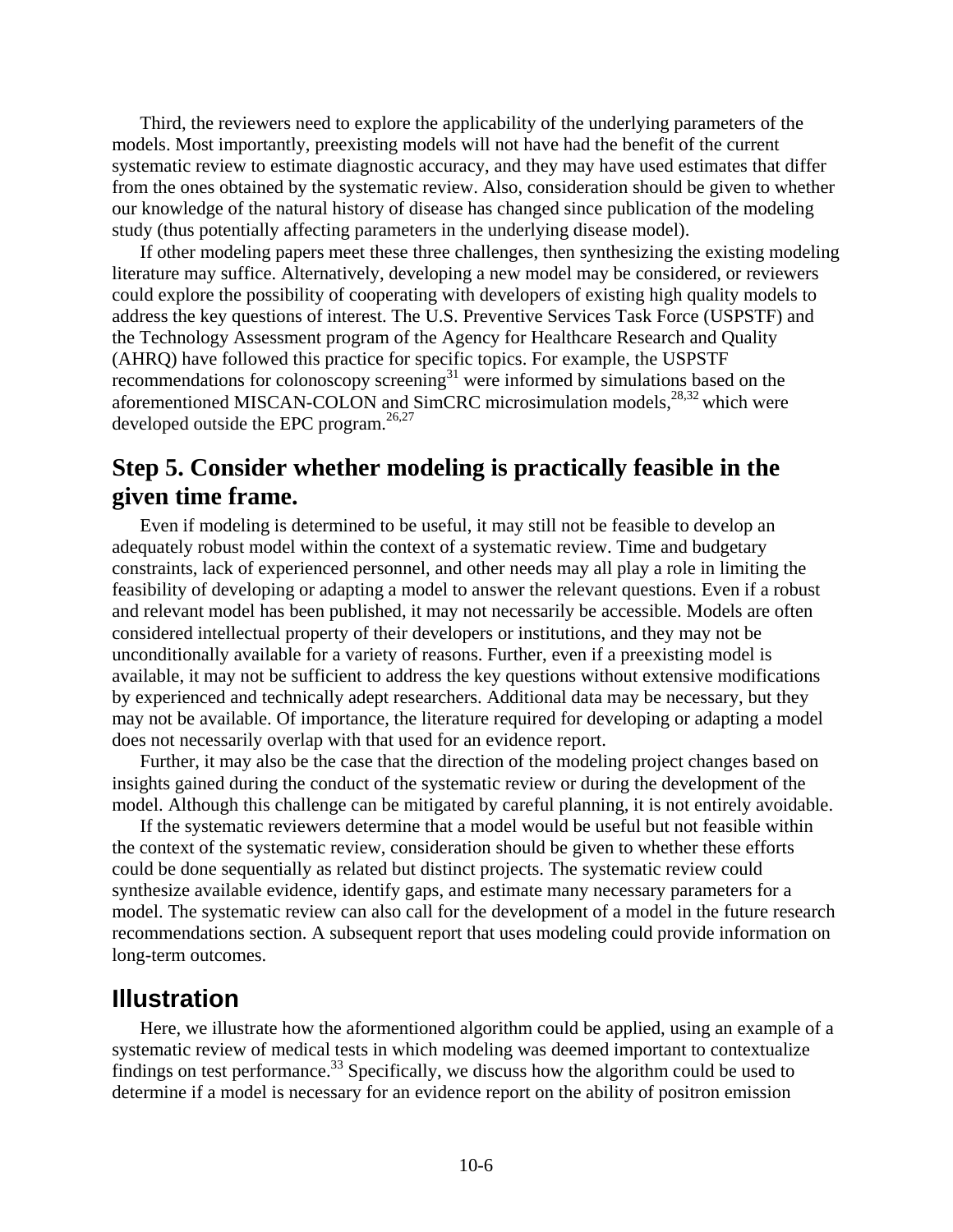Third, the reviewers need to explore the applicability of the underlying parameters of the models. Most importantly, preexisting models will not have had the benefit of the current systematic review to estimate diagnostic accuracy, and they may have used estimates that differ from the ones obtained by the systematic review. Also, consideration should be given to whether our knowledge of the natural history of disease has changed since publication of the modeling study (thus potentially affecting parameters in the underlying disease model).

If other modeling papers meet these three challenges, then synthesizing the existing modeling literature may suffice. Alternatively, developing a new model may be considered, or reviewers could explore the possibility of cooperating with developers of existing high quality models to address the key questions of interest. The U.S. Preventive Services Task Force (USPSTF) and the Technology Assessment program of the Agency for Healthcare Research and Quality (AHRQ) have followed this practice for specific topics. For example, the USPSTF recommendations for colonoscopy screening[31] were informed by simulations based on the aforementioned MISCAN-COLON and SimCRC microsimulation models,[28,32] which were developed outside the EPC program.[26,27]

## Step 5. Consider whether modeling is practically feasible in the given time frame.

Even if modeling is determined to be useful, it may still not be feasible to develop an adequately robust model within the context of a systematic review. Time and budgetary constraints, lack of experienced personnel, and other needs may all play a role in limiting the feasibility of developing or adapting a model to answer the relevant questions. Even if a robust and relevant model has been published, it may not necessarily be accessible. Models are often considered intellectual property of their developers or institutions, and they may not be unconditionally available for a variety of reasons. Further, even if a preexisting model is available, it may not be sufficient to address the key questions without extensive modifications by experienced and technically adept researchers. Additional data may be necessary, but they may not be available. Of importance, the literature required for developing or adapting a model does not necessarily overlap with that used for an evidence report.

Further, it may also be the case that the direction of the modeling project changes based on insights gained during the conduct of the systematic review or during the development of the model. Although this challenge can be mitigated by careful planning, it is not entirely avoidable.

If the systematic reviewers determine that a model would be useful but not feasible within the context of the systematic review, consideration should be given to whether these efforts could be done sequentially as related but distinct projects. The systematic review could synthesize available evidence, identify gaps, and estimate many necessary parameters for a model. The systematic review can also call for the development of a model in the future research recommendations section. A subsequent report that uses modeling could provide information on long-term outcomes.

## Illustration

Here, we illustrate how the aformentioned algorithm could be applied, using an example of a systematic review of medical tests in which modeling was deemed important to contextualize findings on test performance.[33] Specifically, we discuss how the algorithm could be used to determine if a model is necessary for an evidence report on the ability of positron emission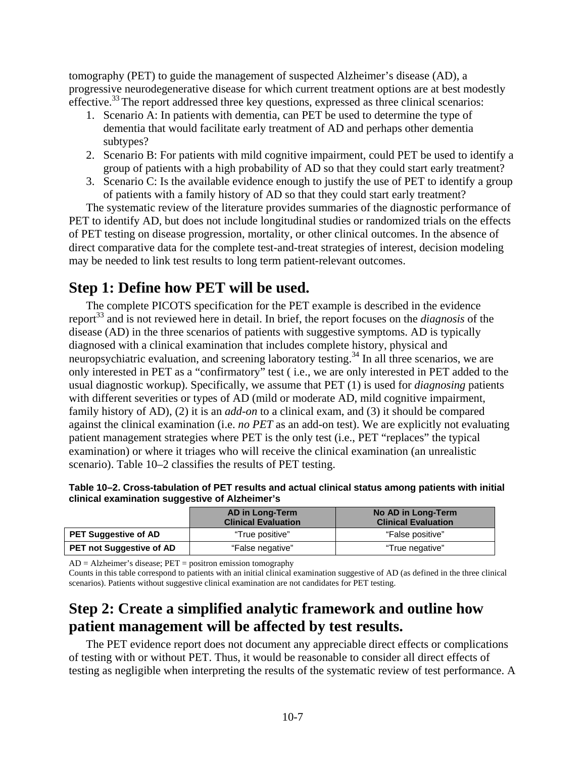tomography (PET) to guide the management of suspected Alzheimer's disease (AD), a progressive neurodegenerative disease for which current treatment options are at best modestly effective.[33] The report addressed three key questions, expressed as three clinical scenarios:

1. Scenario A: In patients with dementia, can PET be used to determine the type of dementia that would facilitate early treatment of AD and perhaps other dementia subtypes?
2. Scenario B: For patients with mild cognitive impairment, could PET be used to identify a group of patients with a high probability of AD so that they could start early treatment?
3. Scenario C: Is the available evidence enough to justify the use of PET to identify a group of patients with a family history of AD so that they could start early treatment?

The systematic review of the literature provides summaries of the diagnostic performance of PET to identify AD, but does not include longitudinal studies or randomized trials on the effects of PET testing on disease progression, mortality, or other clinical outcomes. In the absence of direct comparative data for the complete test-and-treat strategies of interest, decision modeling may be needed to link test results to long term patient-relevant outcomes.

## Step 1: Define how PET will be used.

The complete PICOTS specification for the PET example is described in the evidence report[33] and is not reviewed here in detail. In brief, the report focuses on the *diagnosis* of the disease (AD) in the three scenarios of patients with suggestive symptoms. AD is typically diagnosed with a clinical examination that includes complete history, physical and neuropsychiatric evaluation, and screening laboratory testing.[34] In all three scenarios, we are only interested in PET as a "confirmatory" test ( i.e., we are only interested in PET added to the usual diagnostic workup). Specifically, we assume that PET (1) is used for *diagnosing* patients with different severities or types of AD (mild or moderate AD, mild cognitive impairment, family history of AD), (2) it is an *add-on* to a clinical exam, and (3) it should be compared against the clinical examination (i.e. *no PET* as an add-on test). We are explicitly not evaluating patient management strategies where PET is the only test (i.e., PET "replaces" the typical examination) or where it triages who will receive the clinical examination (an unrealistic scenario). Table 10–2 classifies the results of PET testing.

**Table 10–2. Cross-tabulation of PET results and actual clinical status among patients with initial clinical examination suggestive of Alzheimer's**

| | AD in Long-Term Clinical Evaluation | No AD in Long-Term Clinical Evaluation |
|---|---|---|
| **PET Suggestive of AD** | "True positive" | "False positive" |
| **PET not Suggestive of AD** | "False negative" | "True negative" |

AD = Alzheimer's disease; PET = positron emission tomography

Counts in this table correspond to patients with an initial clinical examination suggestive of AD (as defined in the three clinical scenarios). Patients without suggestive clinical examination are not candidates for PET testing.

## Step 2: Create a simplified analytic framework and outline how patient management will be affected by test results.

The PET evidence report does not document any appreciable direct effects or complications of testing with or without PET. Thus, it would be reasonable to consider all direct effects of testing as negligible when interpreting the results of the systematic review of test performance. A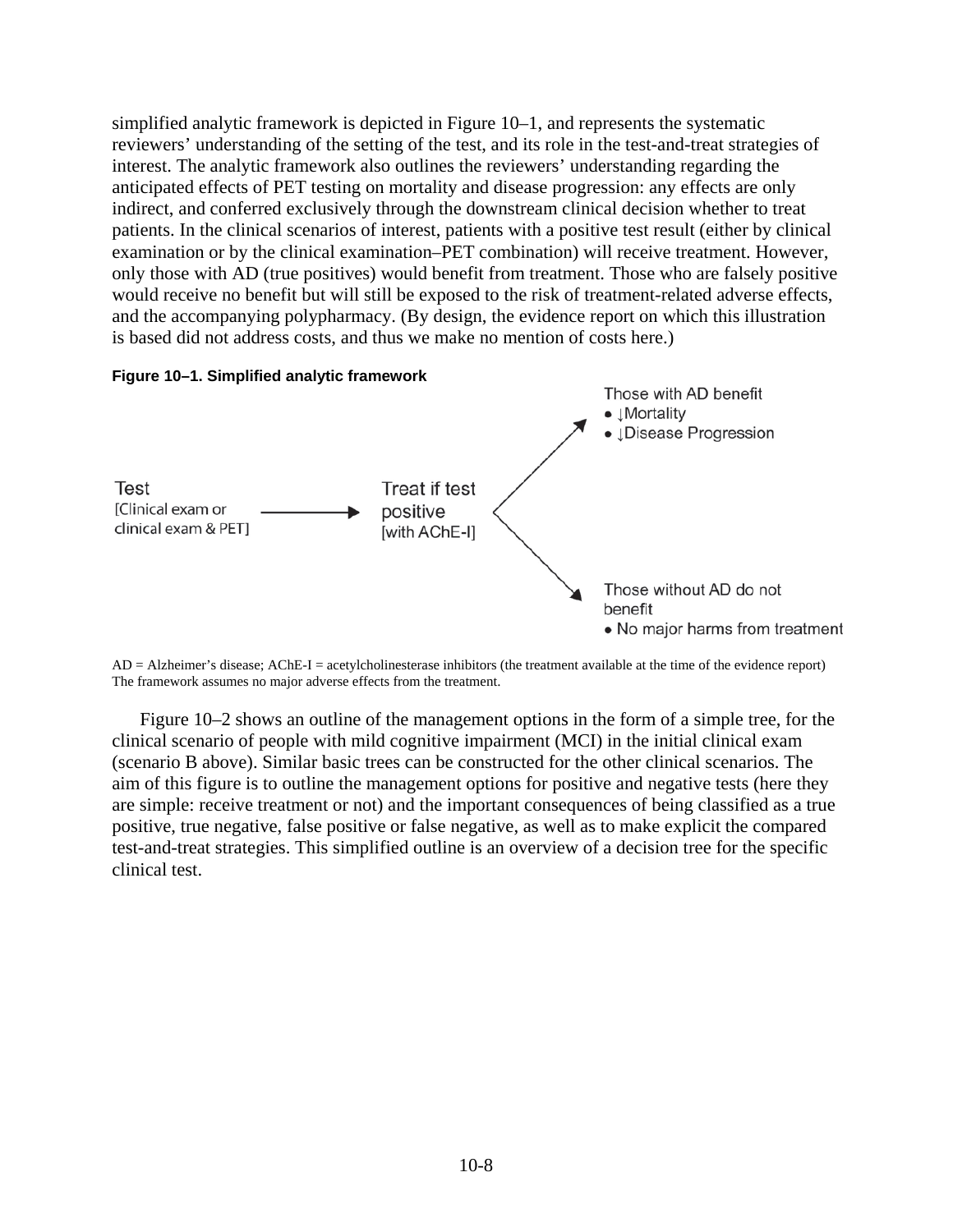simplified analytic framework is depicted in Figure 10–1, and represents the systematic reviewers' understanding of the setting of the test, and its role in the test-and-treat strategies of interest. The analytic framework also outlines the reviewers' understanding regarding the anticipated effects of PET testing on mortality and disease progression: any effects are only indirect, and conferred exclusively through the downstream clinical decision whether to treat patients. In the clinical scenarios of interest, patients with a positive test result (either by clinical examination or by the clinical examination–PET combination) will receive treatment. However, only those with AD (true positives) would benefit from treatment. Those who are falsely positive would receive no benefit but will still be exposed to the risk of treatment-related adverse effects, and the accompanying polypharmacy. (By design, the evidence report on which this illustration is based did not address costs, and thus we make no mention of costs here.)

**Figure 10–1. Simplified analytic framework**

Test [Clinical exam or clinical exam & PET] → Treat if test positive [with AChE-I]

- → Those with AD benefit
  - ↓Mortality
  - ↓Disease Progression
- → Those without AD do not benefit
  - No major harms from treatment

AD = Alzheimer's disease; AChE-I = acetylcholinesterase inhibitors (the treatment available at the time of the evidence report)
The framework assumes no major adverse effects from the treatment.

Figure 10–2 shows an outline of the management options in the form of a simple tree, for the clinical scenario of people with mild cognitive impairment (MCI) in the initial clinical exam (scenario B above). Similar basic trees can be constructed for the other clinical scenarios. The aim of this figure is to outline the management options for positive and negative tests (here they are simple: receive treatment or not) and the important consequences of being classified as a true positive, true negative, false positive or false negative, as well as to make explicit the compared test-and-treat strategies. This simplified outline is an overview of a decision tree for the specific clinical test.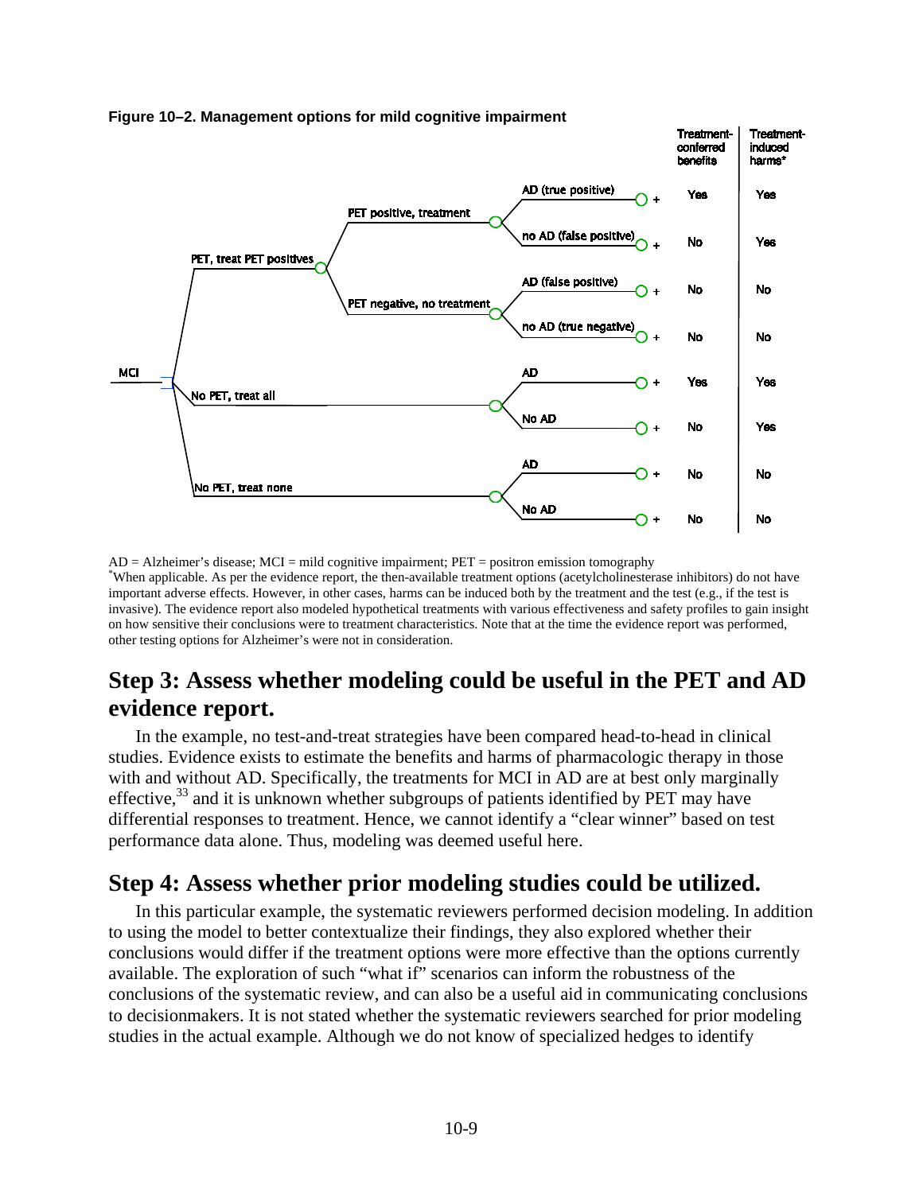**Figure 10–2. Management options for mild cognitive impairment**

| Strategy (from MCI) | Branch | Outcome | Treatment-conferred benefits | Treatment-induced harms* |
|---|---|---|---|---|
| PET, treat PET positives | PET positive, treatment | AD (true positive) | Yes | Yes |
| | | no AD (false positive) | No | Yes |
| | PET negative, no treatment | AD (false positive) | No | No |
| | | no AD (true negative) | No | No |
| No PET, treat all | | AD | Yes | Yes |
| | | No AD | No | Yes |
| No PET, treat none | | AD | No | No |
| | | No AD | No | No |

AD = Alzheimer's disease; MCI = mild cognitive impairment; PET = positron emission tomography

*When applicable. As per the evidence report, the then-available treatment options (acetylcholinesterase inhibitors) do not have important adverse effects. However, in other cases, harms can be induced both by the treatment and the test (e.g., if the test is invasive). The evidence report also modeled hypothetical treatments with various effectiveness and safety profiles to gain insight on how sensitive their conclusions were to treatment characteristics. Note that at the time the evidence report was performed, other testing options for Alzheimer's were not in consideration.

## Step 3: Assess whether modeling could be useful in the PET and AD evidence report.

In the example, no test-and-treat strategies have been compared head-to-head in clinical studies. Evidence exists to estimate the benefits and harms of pharmacologic therapy in those with and without AD. Specifically, the treatments for MCI in AD are at best only marginally effective,[33] and it is unknown whether subgroups of patients identified by PET may have differential responses to treatment. Hence, we cannot identify a "clear winner" based on test performance data alone. Thus, modeling was deemed useful here.

## Step 4: Assess whether prior modeling studies could be utilized.

In this particular example, the systematic reviewers performed decision modeling. In addition to using the model to better contextualize their findings, they also explored whether their conclusions would differ if the treatment options were more effective than the options currently available. The exploration of such "what if" scenarios can inform the robustness of the conclusions of the systematic review, and can also be a useful aid in communicating conclusions to decisionmakers. It is not stated whether the systematic reviewers searched for prior modeling studies in the actual example. Although we do not know of specialized hedges to identify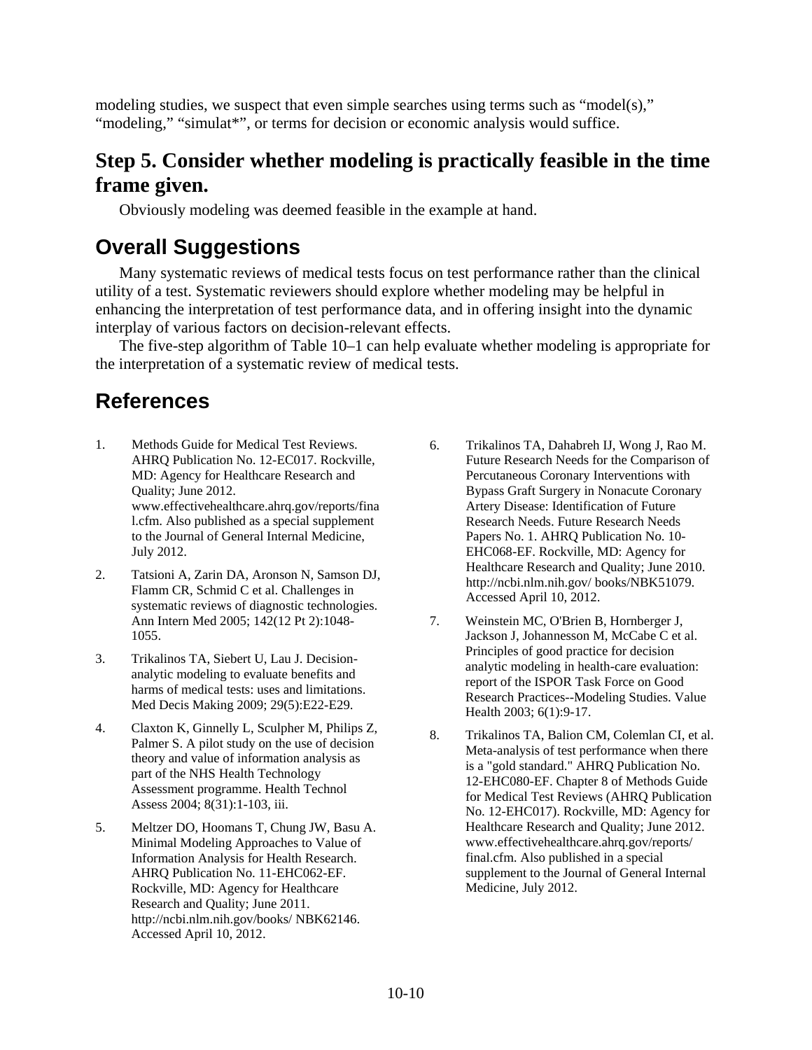modeling studies, we suspect that even simple searches using terms such as "model(s)," "modeling," "simulat*", or terms for decision or economic analysis would suffice.

## Step 5. Consider whether modeling is practically feasible in the time frame given.

Obviously modeling was deemed feasible in the example at hand.

## Overall Suggestions

Many systematic reviews of medical tests focus on test performance rather than the clinical utility of a test. Systematic reviewers should explore whether modeling may be helpful in enhancing the interpretation of test performance data, and in offering insight into the dynamic interplay of various factors on decision-relevant effects.

The five-step algorithm of Table 10–1 can help evaluate whether modeling is appropriate for the interpretation of a systematic review of medical tests.

## References

1. Methods Guide for Medical Test Reviews. AHRQ Publication No. 12-EC017. Rockville, MD: Agency for Healthcare Research and Quality; June 2012. www.effectivehealthcare.ahrq.gov/reports/final.cfm. Also published as a special supplement to the Journal of General Internal Medicine, July 2012.

2. Tatsioni A, Zarin DA, Aronson N, Samson DJ, Flamm CR, Schmid C et al. Challenges in systematic reviews of diagnostic technologies. Ann Intern Med 2005; 142(12 Pt 2):1048-1055.

3. Trikalinos TA, Siebert U, Lau J. Decision-analytic modeling to evaluate benefits and harms of medical tests: uses and limitations. Med Decis Making 2009; 29(5):E22-E29.

4. Claxton K, Ginnelly L, Sculpher M, Philips Z, Palmer S. A pilot study on the use of decision theory and value of information analysis as part of the NHS Health Technology Assessment programme. Health Technol Assess 2004; 8(31):1-103, iii.

5. Meltzer DO, Hoomans T, Chung JW, Basu A. Minimal Modeling Approaches to Value of Information Analysis for Health Research. AHRQ Publication No. 11-EHC062-EF. Rockville, MD: Agency for Healthcare Research and Quality; June 2011. http://ncbi.nlm.nih.gov/books/ NBK62146. Accessed April 10, 2012.

6. Trikalinos TA, Dahabreh IJ, Wong J, Rao M. Future Research Needs for the Comparison of Percutaneous Coronary Interventions with Bypass Graft Surgery in Nonacute Coronary Artery Disease: Identification of Future Research Needs. Future Research Needs Papers No. 1. AHRQ Publication No. 10-EHC068-EF. Rockville, MD: Agency for Healthcare Research and Quality; June 2010. http://ncbi.nlm.nih.gov/ books/NBK51079. Accessed April 10, 2012.

7. Weinstein MC, O'Brien B, Hornberger J, Jackson J, Johannesson M, McCabe C et al. Principles of good practice for decision analytic modeling in health-care evaluation: report of the ISPOR Task Force on Good Research Practices--Modeling Studies. Value Health 2003; 6(1):9-17.

8. Trikalinos TA, Balion CM, Colemlan CI, et al. Meta-analysis of test performance when there is a "gold standard." AHRQ Publication No. 12-EHC080-EF. Chapter 8 of Methods Guide for Medical Test Reviews (AHRQ Publication No. 12-EHC017). Rockville, MD: Agency for Healthcare Research and Quality; June 2012. www.effectivehealthcare.ahrq.gov/reports/ final.cfm. Also published in a special supplement to the Journal of General Internal Medicine, July 2012.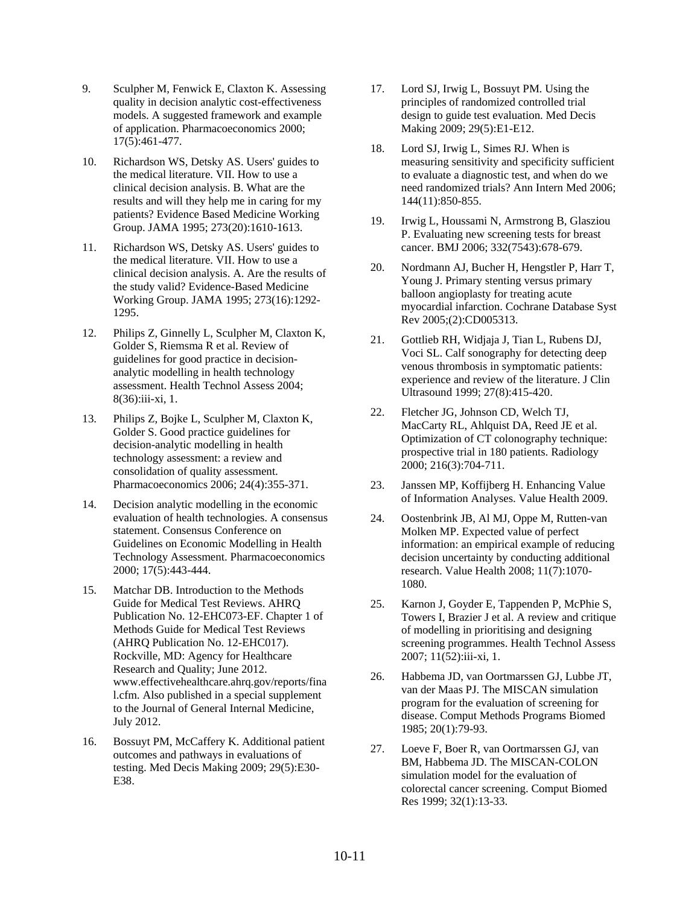9. Sculpher M, Fenwick E, Claxton K. Assessing quality in decision analytic cost-effectiveness models. A suggested framework and example of application. Pharmacoeconomics 2000; 17(5):461-477.

10. Richardson WS, Detsky AS. Users' guides to the medical literature. VII. How to use a clinical decision analysis. B. What are the results and will they help me in caring for my patients? Evidence Based Medicine Working Group. JAMA 1995; 273(20):1610-1613.

11. Richardson WS, Detsky AS. Users' guides to the medical literature. VII. How to use a clinical decision analysis. A. Are the results of the study valid? Evidence-Based Medicine Working Group. JAMA 1995; 273(16):1292-1295.

12. Philips Z, Ginnelly L, Sculpher M, Claxton K, Golder S, Riemsma R et al. Review of guidelines for good practice in decision-analytic modelling in health technology assessment. Health Technol Assess 2004; 8(36):iii-xi, 1.

13. Philips Z, Bojke L, Sculpher M, Claxton K, Golder S. Good practice guidelines for decision-analytic modelling in health technology assessment: a review and consolidation of quality assessment. Pharmacoeconomics 2006; 24(4):355-371.

14. Decision analytic modelling in the economic evaluation of health technologies. A consensus statement. Consensus Conference on Guidelines on Economic Modelling in Health Technology Assessment. Pharmacoeconomics 2000; 17(5):443-444.

15. Matchar DB. Introduction to the Methods Guide for Medical Test Reviews. AHRQ Publication No. 12-EHC073-EF. Chapter 1 of Methods Guide for Medical Test Reviews (AHRQ Publication No. 12-EHC017). Rockville, MD: Agency for Healthcare Research and Quality; June 2012. www.effectivehealthcare.ahrq.gov/reports/final.cfm. Also published in a special supplement to the Journal of General Internal Medicine, July 2012.

16. Bossuyt PM, McCaffery K. Additional patient outcomes and pathways in evaluations of testing. Med Decis Making 2009; 29(5):E30-E38.

17. Lord SJ, Irwig L, Bossuyt PM. Using the principles of randomized controlled trial design to guide test evaluation. Med Decis Making 2009; 29(5):E1-E12.

18. Lord SJ, Irwig L, Simes RJ. When is measuring sensitivity and specificity sufficient to evaluate a diagnostic test, and when do we need randomized trials? Ann Intern Med 2006; 144(11):850-855.

19. Irwig L, Houssami N, Armstrong B, Glasziou P. Evaluating new screening tests for breast cancer. BMJ 2006; 332(7543):678-679.

20. Nordmann AJ, Bucher H, Hengstler P, Harr T, Young J. Primary stenting versus primary balloon angioplasty for treating acute myocardial infarction. Cochrane Database Syst Rev 2005;(2):CD005313.

21. Gottlieb RH, Widjaja J, Tian L, Rubens DJ, Voci SL. Calf sonography for detecting deep venous thrombosis in symptomatic patients: experience and review of the literature. J Clin Ultrasound 1999; 27(8):415-420.

22. Fletcher JG, Johnson CD, Welch TJ, MacCarty RL, Ahlquist DA, Reed JE et al. Optimization of CT colonography technique: prospective trial in 180 patients. Radiology 2000; 216(3):704-711.

23. Janssen MP, Koffijberg H. Enhancing Value of Information Analyses. Value Health 2009.

24. Oostenbrink JB, Al MJ, Oppe M, Rutten-van Molken MP. Expected value of perfect information: an empirical example of reducing decision uncertainty by conducting additional research. Value Health 2008; 11(7):1070-1080.

25. Karnon J, Goyder E, Tappenden P, McPhie S, Towers I, Brazier J et al. A review and critique of modelling in prioritising and designing screening programmes. Health Technol Assess 2007; 11(52):iii-xi, 1.

26. Habbema JD, van Oortmarssen GJ, Lubbe JT, van der Maas PJ. The MISCAN simulation program for the evaluation of screening for disease. Comput Methods Programs Biomed 1985; 20(1):79-93.

27. Loeve F, Boer R, van Oortmarssen GJ, van BM, Habbema JD. The MISCAN-COLON simulation model for the evaluation of colorectal cancer screening. Comput Biomed Res 1999; 32(1):13-33.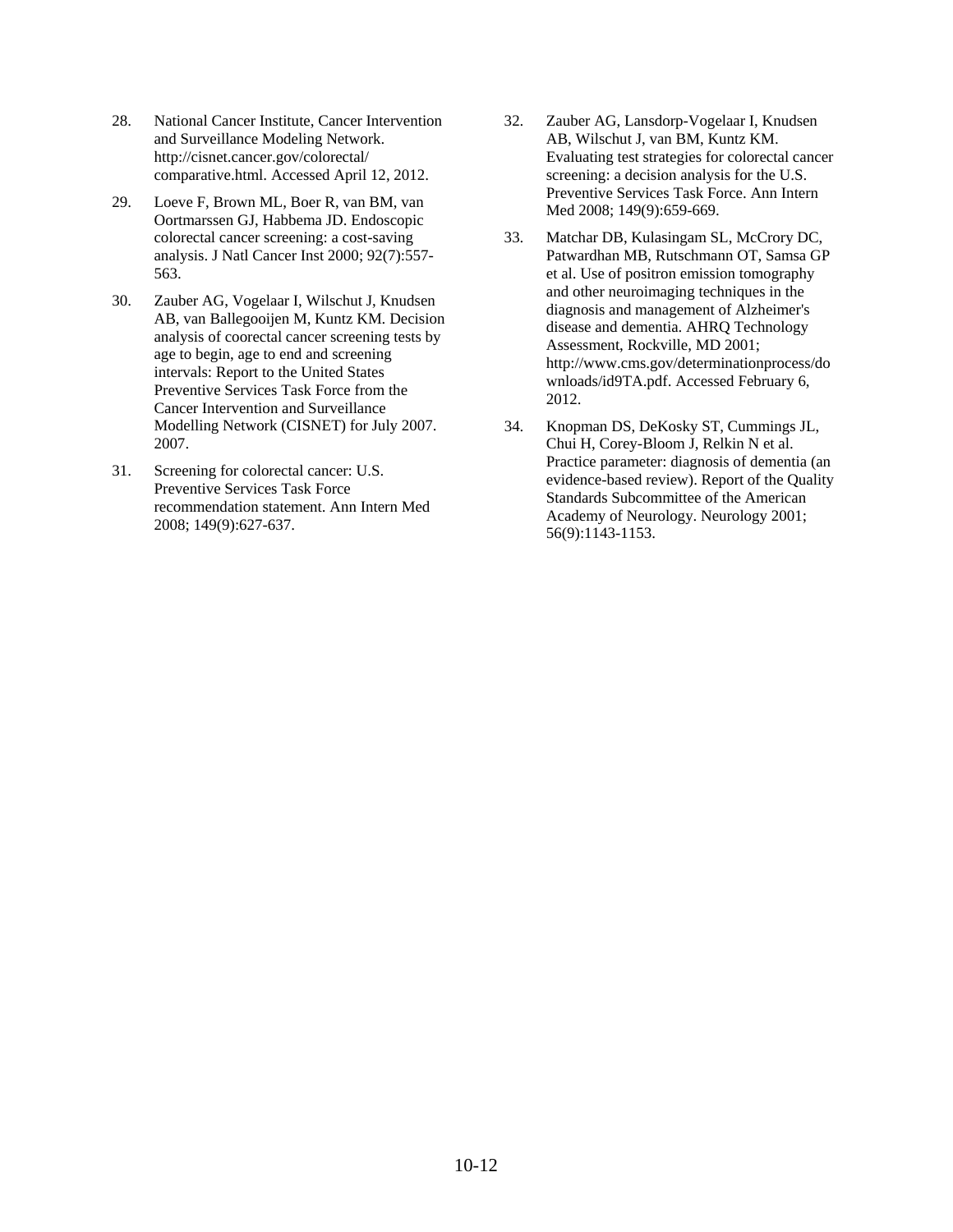28. National Cancer Institute, Cancer Intervention and Surveillance Modeling Network. http://cisnet.cancer.gov/colorectal/ comparative.html. Accessed April 12, 2012.

29. Loeve F, Brown ML, Boer R, van BM, van Oortmarssen GJ, Habbema JD. Endoscopic colorectal cancer screening: a cost-saving analysis. J Natl Cancer Inst 2000; 92(7):557-563.

30. Zauber AG, Vogelaar I, Wilschut J, Knudsen AB, van Ballegooijen M, Kuntz KM. Decision analysis of coorectal cancer screening tests by age to begin, age to end and screening intervals: Report to the United States Preventive Services Task Force from the Cancer Intervention and Surveillance Modelling Network (CISNET) for July 2007. 2007.

31. Screening for colorectal cancer: U.S. Preventive Services Task Force recommendation statement. Ann Intern Med 2008; 149(9):627-637.

32. Zauber AG, Lansdorp-Vogelaar I, Knudsen AB, Wilschut J, van BM, Kuntz KM. Evaluating test strategies for colorectal cancer screening: a decision analysis for the U.S. Preventive Services Task Force. Ann Intern Med 2008; 149(9):659-669.

33. Matchar DB, Kulasingam SL, McCrory DC, Patwardhan MB, Rutschmann OT, Samsa GP et al. Use of positron emission tomography and other neuroimaging techniques in the diagnosis and management of Alzheimer's disease and dementia. AHRQ Technology Assessment, Rockville, MD 2001; http://www.cms.gov/determinationprocess/downloads/id9TA.pdf. Accessed February 6, 2012.

34. Knopman DS, DeKosky ST, Cummings JL, Chui H, Corey-Bloom J, Relkin N et al. Practice parameter: diagnosis of dementia (an evidence-based review). Report of the Quality Standards Subcommittee of the American Academy of Neurology. Neurology 2001; 56(9):1143-1153.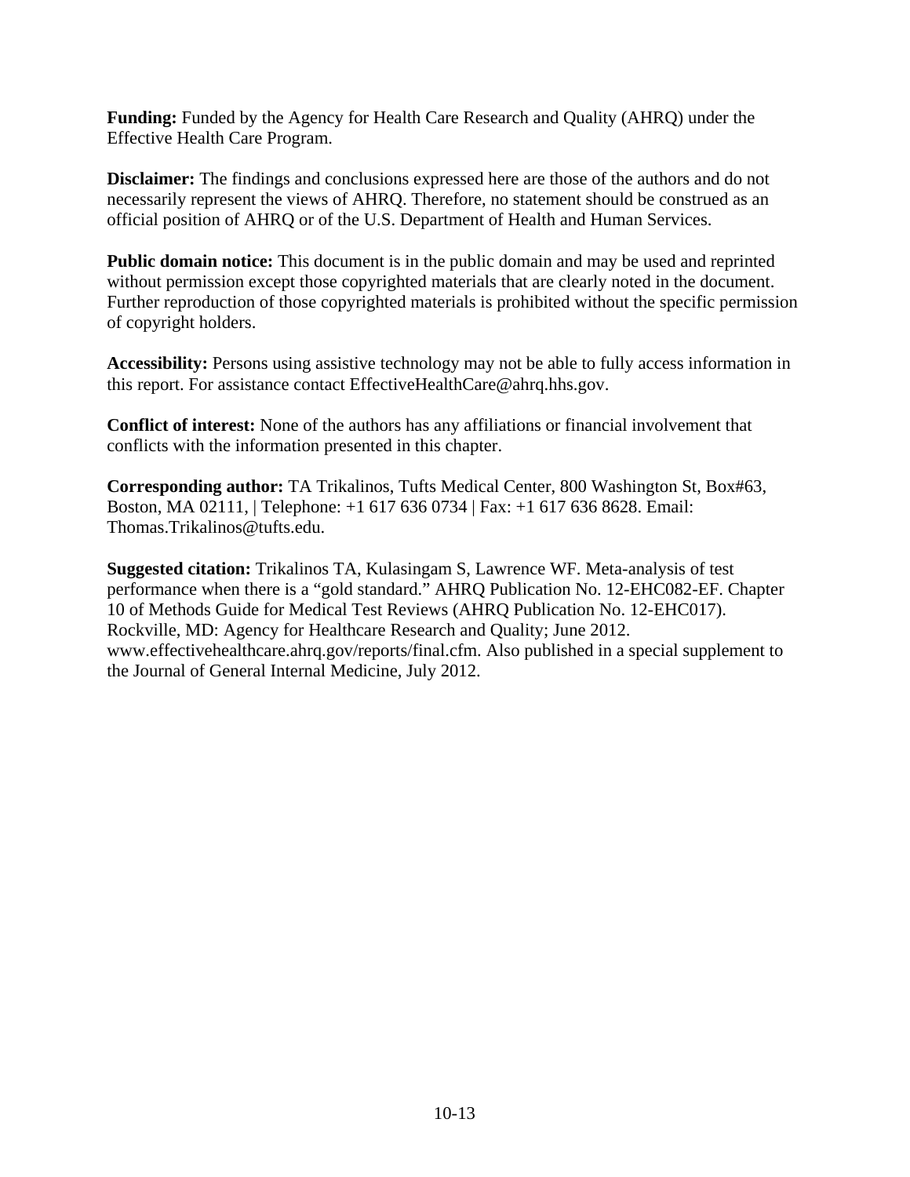**Funding:** Funded by the Agency for Health Care Research and Quality (AHRQ) under the Effective Health Care Program.

**Disclaimer:** The findings and conclusions expressed here are those of the authors and do not necessarily represent the views of AHRQ. Therefore, no statement should be construed as an official position of AHRQ or of the U.S. Department of Health and Human Services.

**Public domain notice:** This document is in the public domain and may be used and reprinted without permission except those copyrighted materials that are clearly noted in the document. Further reproduction of those copyrighted materials is prohibited without the specific permission of copyright holders.

**Accessibility:** Persons using assistive technology may not be able to fully access information in this report. For assistance contact EffectiveHealthCare@ahrq.hhs.gov.

**Conflict of interest:** None of the authors has any affiliations or financial involvement that conflicts with the information presented in this chapter.

**Corresponding author:** TA Trikalinos, Tufts Medical Center, 800 Washington St, Box#63, Boston, MA 02111, | Telephone: +1 617 636 0734 | Fax: +1 617 636 8628. Email: Thomas.Trikalinos@tufts.edu.

**Suggested citation:** Trikalinos TA, Kulasingam S, Lawrence WF. Meta-analysis of test performance when there is a "gold standard." AHRQ Publication No. 12-EHC082-EF. Chapter 10 of Methods Guide for Medical Test Reviews (AHRQ Publication No. 12-EHC017). Rockville, MD: Agency for Healthcare Research and Quality; June 2012. www.effectivehealthcare.ahrq.gov/reports/final.cfm. Also published in a special supplement to the Journal of General Internal Medicine, July 2012.